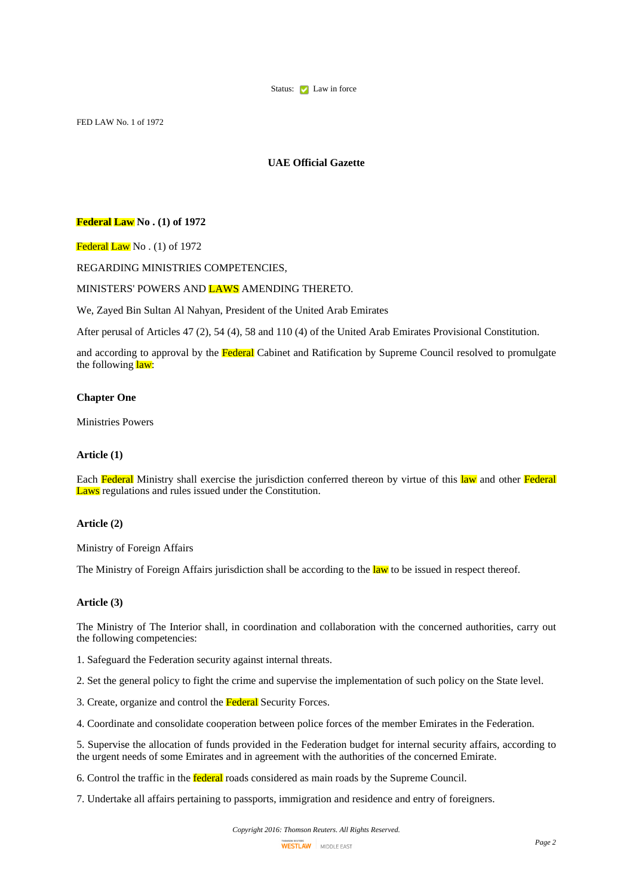Status: Law in force

FED LAW No. 1 of 1972

## UAE Official Gazette

### Federal Law No . (1) of 1972

Federal Law No . (1) of 1972

REGARDING MINISTRIES COMPETENCIES,

MINISTERS' POWERS AND LAWS AMENDING THERETO.

We, Zayed Bin Sultan Al Nahyan, President of the United Arab Emirates

After perusal of Articles 47 (2), 54 (4), 58 and 110 (4) of the United Arab Emirates Provisional Constitution.

and according to approval by the Federal Cabinet and Ratification by Supreme Council resolved to promulgate the following law:

### Chapter One

Ministries Powers

### Article (1)

Each Federal Ministry shall exercise the jurisdiction conferred thereon by virtue of this law and other Federal Laws regulations and rules issued under the Constitution.

### Article (2)

Ministry of Foreign Affairs

The Ministry of Foreign Affairs jurisdiction shall be according to the law to be issued in respect thereof.

### Article (3)

The Ministry of The Interior shall, in coordination and collaboration with the concerned authorities, carry out the following competencies:

1. Safeguard the Federation security against internal threats.

2. Set the general policy to fight the crime and supervise the implementation of such policy on the State level.

3. Create, organize and control the Federal Security Forces.

4. Coordinate and consolidate cooperation between police forces of the member Emirates in the Federation.

5. Supervise the allocation of funds provided in the Federation budget for internal security affairs, according to the urgent needs of some Emirates and in agreement with the authorities of the concerned Emirate.

6. Control the traffic in the federal roads considered as main roads by the Supreme Council.

7. Undertake all affairs pertaining to passports, immigration and residence and entry of foreigners.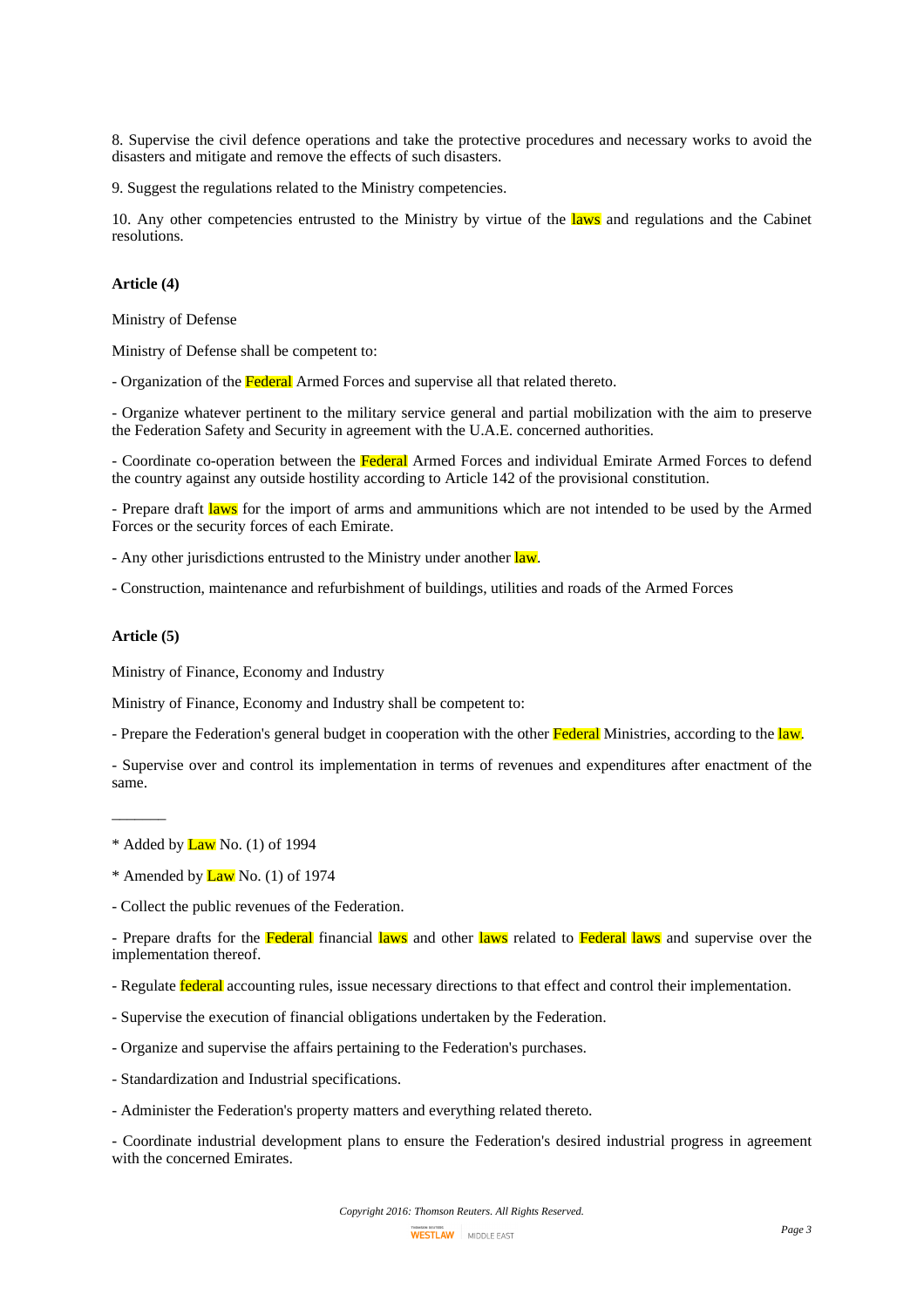8. Supervise the civil defence operations and take the protective procedures and necessary works to avoid the disasters and mitigate and remove the effects of such disasters.

9. Suggest the regulations related to the Ministry competencies.

10. Any other competencies entrusted to the Ministry by virtue of the laws and regulations and the Cabinet resolutions.

**Article (4)**

Ministry of Defense

Ministry of Defense shall be competent to:

- Organization of the Federal Armed Forces and supervise all that related thereto.

- Organize whatever pertinent to the military service general and partial mobilization with the aim to preserve the Federation Safety and Security in agreement with the U.A.E. concerned authorities.

- Coordinate co-operation between the Federal Armed Forces and individual Emirate Armed Forces to defend the country against any outside hostility according to Article 142 of the provisional constitution.

- Prepare draft laws for the import of arms and ammunitions which are not intended to be used by the Armed Forces or the security forces of each Emirate.

- Any other jurisdictions entrusted to the Ministry under another law.

- Construction, maintenance and refurbishment of buildings, utilities and roads of the Armed Forces

**Article (5)**

Ministry of Finance, Economy and Industry

Ministry of Finance, Economy and Industry shall be competent to:

- Prepare the Federation's general budget in cooperation with the other Federal Ministries, according to the law.

- Supervise over and control its implementation in terms of revenues and expenditures after enactment of the same.

_______

* Added by Law No. (1) of 1994

* Amended by Law No. (1) of 1974

- Collect the public revenues of the Federation.

- Prepare drafts for the Federal financial laws and other laws related to Federal laws and supervise over the implementation thereof.

- Regulate federal accounting rules, issue necessary directions to that effect and control their implementation.

- Supervise the execution of financial obligations undertaken by the Federation.

- Organize and supervise the affairs pertaining to the Federation's purchases.

- Standardization and Industrial specifications.

- Administer the Federation's property matters and everything related thereto.

- Coordinate industrial development plans to ensure the Federation's desired industrial progress in agreement with the concerned Emirates.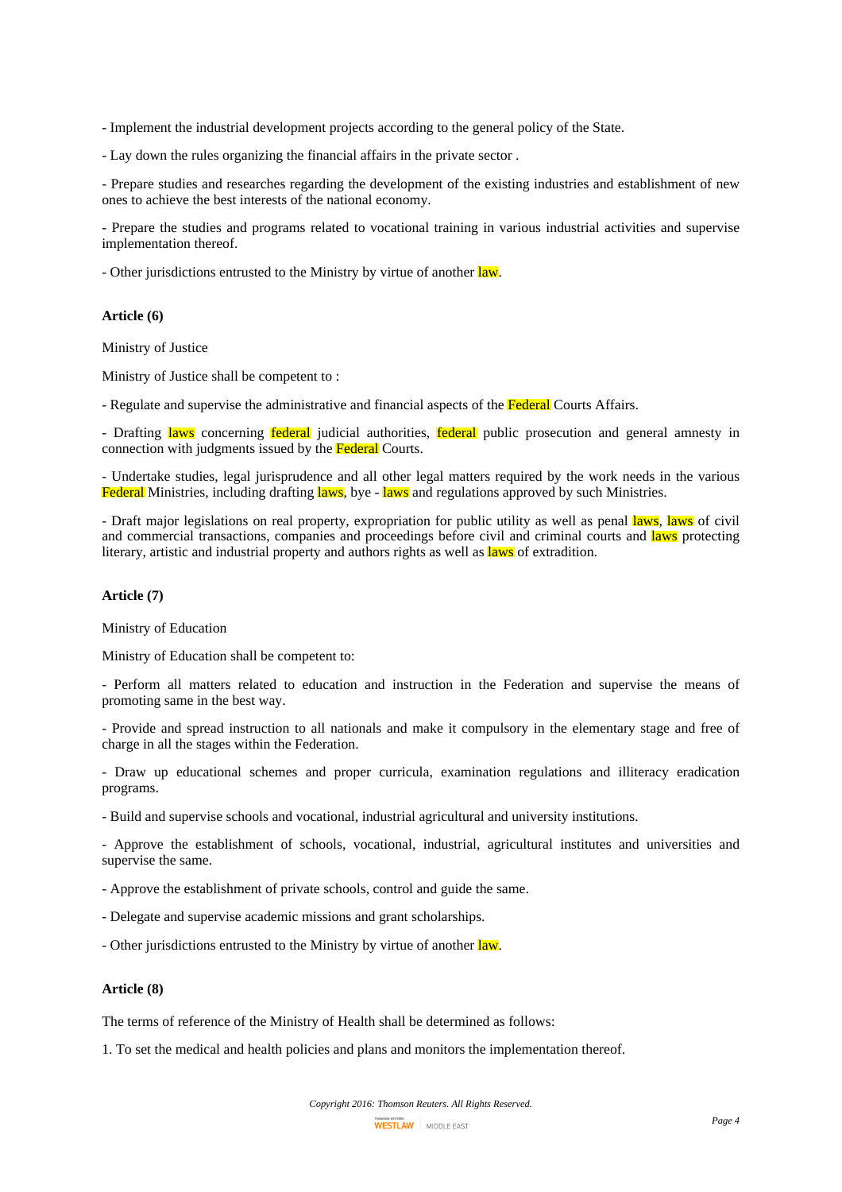- Implement the industrial development projects according to the general policy of the State.

- Lay down the rules organizing the financial affairs in the private sector .

- Prepare studies and researches regarding the development of the existing industries and establishment of new ones to achieve the best interests of the national economy.

- Prepare the studies and programs related to vocational training in various industrial activities and supervise implementation thereof.

- Other jurisdictions entrusted to the Ministry by virtue of another law.

**Article (6)**

Ministry of Justice

Ministry of Justice shall be competent to :

- Regulate and supervise the administrative and financial aspects of the Federal Courts Affairs.

- Drafting laws concerning federal judicial authorities, federal public prosecution and general amnesty in connection with judgments issued by the Federal Courts.

- Undertake studies, legal jurisprudence and all other legal matters required by the work needs in the various Federal Ministries, including drafting laws, bye - laws and regulations approved by such Ministries.

- Draft major legislations on real property, expropriation for public utility as well as penal laws, laws of civil and commercial transactions, companies and proceedings before civil and criminal courts and laws protecting literary, artistic and industrial property and authors rights as well as laws of extradition.

**Article (7)**

Ministry of Education

Ministry of Education shall be competent to:

- Perform all matters related to education and instruction in the Federation and supervise the means of promoting same in the best way.

- Provide and spread instruction to all nationals and make it compulsory in the elementary stage and free of charge in all the stages within the Federation.

- Draw up educational schemes and proper curricula, examination regulations and illiteracy eradication programs.

- Build and supervise schools and vocational, industrial agricultural and university institutions.

- Approve the establishment of schools, vocational, industrial, agricultural institutes and universities and supervise the same.

- Approve the establishment of private schools, control and guide the same.

- Delegate and supervise academic missions and grant scholarships.

- Other jurisdictions entrusted to the Ministry by virtue of another law.

**Article (8)**

The terms of reference of the Ministry of Health shall be determined as follows:

1. To set the medical and health policies and plans and monitors the implementation thereof.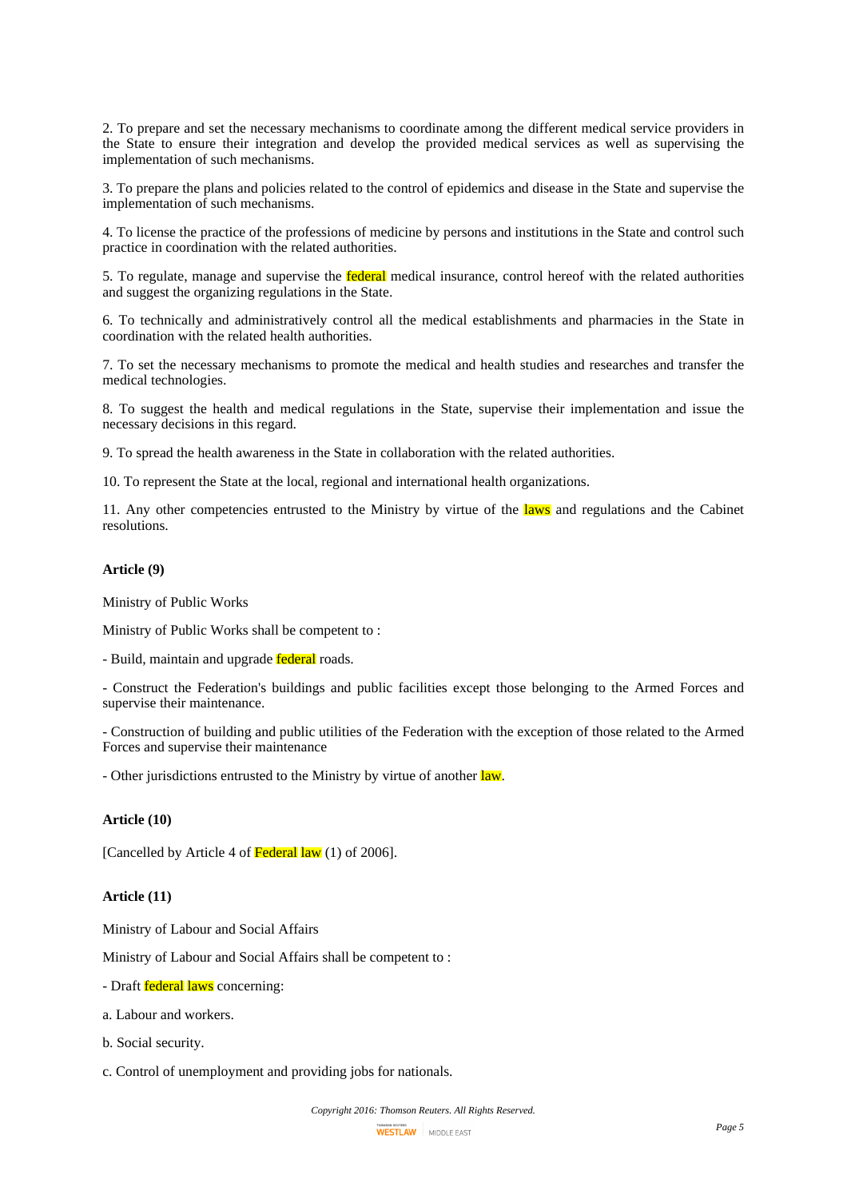2. To prepare and set the necessary mechanisms to coordinate among the different medical service providers in the State to ensure their integration and develop the provided medical services as well as supervising the implementation of such mechanisms.

3. To prepare the plans and policies related to the control of epidemics and disease in the State and supervise the implementation of such mechanisms.

4. To license the practice of the professions of medicine by persons and institutions in the State and control such practice in coordination with the related authorities.

5. To regulate, manage and supervise the federal medical insurance, control hereof with the related authorities and suggest the organizing regulations in the State.

6. To technically and administratively control all the medical establishments and pharmacies in the State in coordination with the related health authorities.

7. To set the necessary mechanisms to promote the medical and health studies and researches and transfer the medical technologies.

8. To suggest the health and medical regulations in the State, supervise their implementation and issue the necessary decisions in this regard.

9. To spread the health awareness in the State in collaboration with the related authorities.

10. To represent the State at the local, regional and international health organizations.

11. Any other competencies entrusted to the Ministry by virtue of the laws and regulations and the Cabinet resolutions.

**Article (9)**

Ministry of Public Works

Ministry of Public Works shall be competent to :

- Build, maintain and upgrade federal roads.

- Construct the Federation's buildings and public facilities except those belonging to the Armed Forces and supervise their maintenance.

- Construction of building and public utilities of the Federation with the exception of those related to the Armed Forces and supervise their maintenance

- Other jurisdictions entrusted to the Ministry by virtue of another law.

**Article (10)**

[Cancelled by Article 4 of Federal law (1) of 2006].

**Article (11)**

Ministry of Labour and Social Affairs

Ministry of Labour and Social Affairs shall be competent to :

- Draft federal laws concerning:

a. Labour and workers.

b. Social security.

c. Control of unemployment and providing jobs for nationals.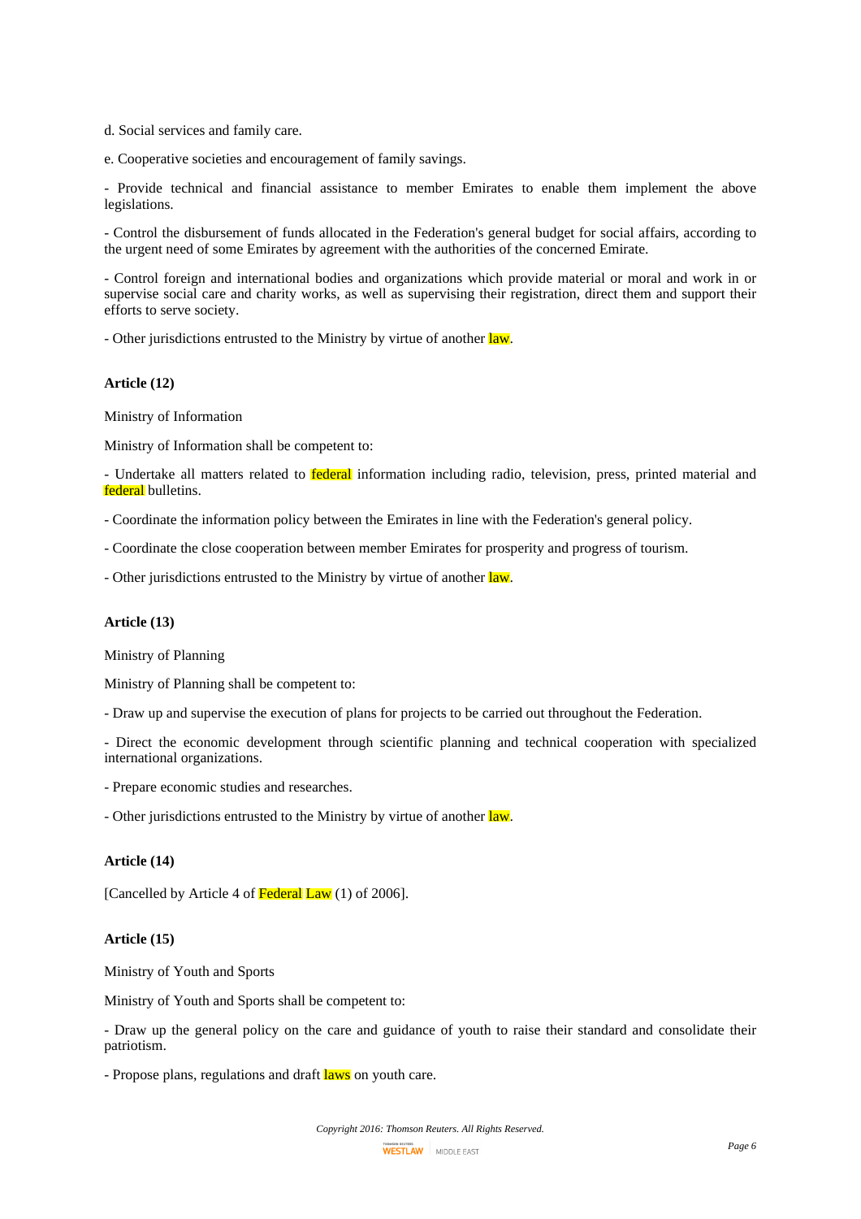d. Social services and family care.

e. Cooperative societies and encouragement of family savings.

- Provide technical and financial assistance to member Emirates to enable them implement the above legislations.

- Control the disbursement of funds allocated in the Federation's general budget for social affairs, according to the urgent need of some Emirates by agreement with the authorities of the concerned Emirate.

- Control foreign and international bodies and organizations which provide material or moral and work in or supervise social care and charity works, as well as supervising their registration, direct them and support their efforts to serve society.

- Other jurisdictions entrusted to the Ministry by virtue of another law.

**Article (12)**

Ministry of Information

Ministry of Information shall be competent to:

- Undertake all matters related to federal information including radio, television, press, printed material and federal bulletins.

- Coordinate the information policy between the Emirates in line with the Federation's general policy.

- Coordinate the close cooperation between member Emirates for prosperity and progress of tourism.

- Other jurisdictions entrusted to the Ministry by virtue of another law.

**Article (13)**

Ministry of Planning

Ministry of Planning shall be competent to:

- Draw up and supervise the execution of plans for projects to be carried out throughout the Federation.

- Direct the economic development through scientific planning and technical cooperation with specialized international organizations.

- Prepare economic studies and researches.

- Other jurisdictions entrusted to the Ministry by virtue of another law.

**Article (14)**

[Cancelled by Article 4 of Federal Law (1) of 2006].

**Article (15)**

Ministry of Youth and Sports

Ministry of Youth and Sports shall be competent to:

- Draw up the general policy on the care and guidance of youth to raise their standard and consolidate their patriotism.

- Propose plans, regulations and draft laws on youth care.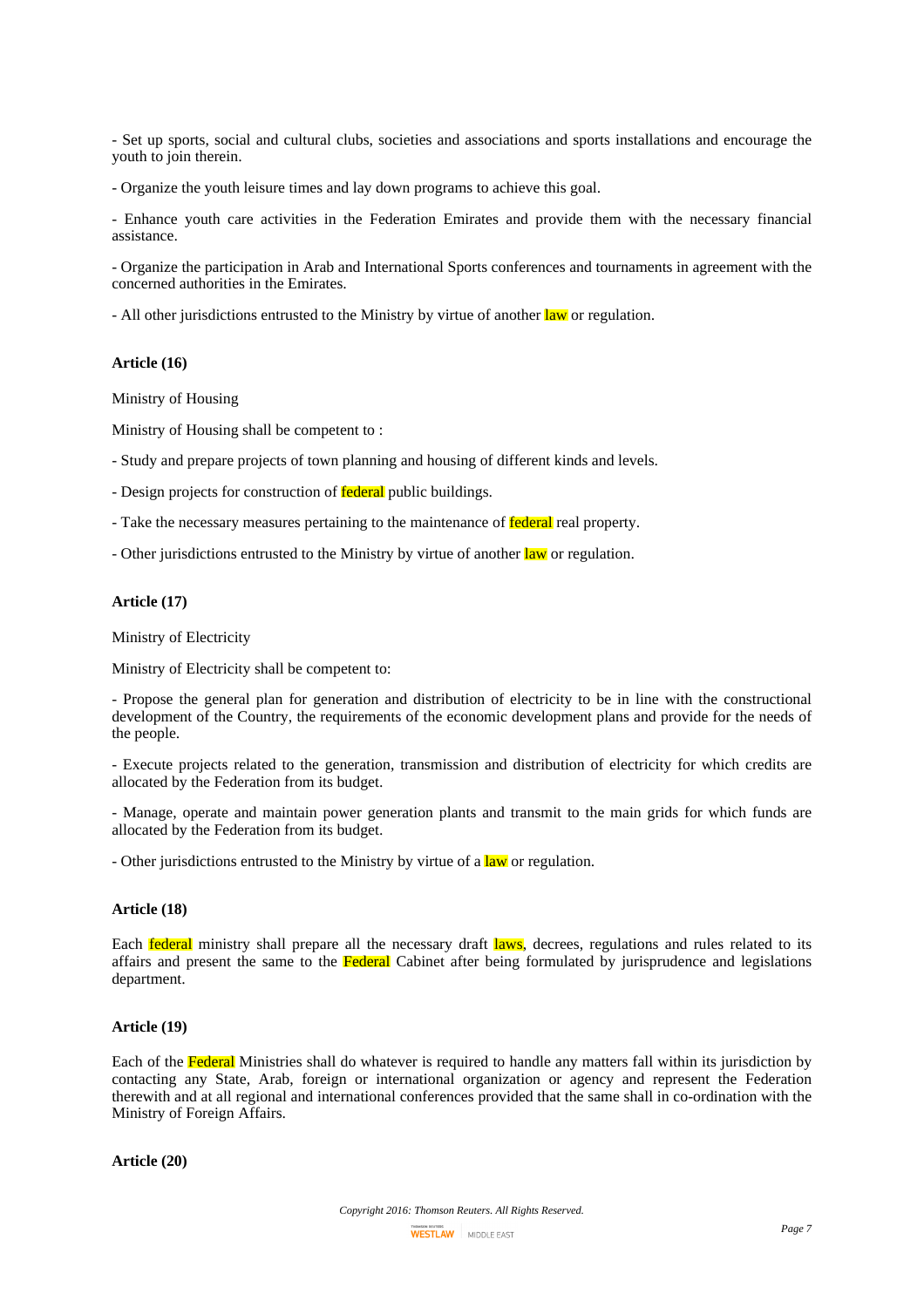- Set up sports, social and cultural clubs, societies and associations and sports installations and encourage the youth to join therein.

- Organize the youth leisure times and lay down programs to achieve this goal.

- Enhance youth care activities in the Federation Emirates and provide them with the necessary financial assistance.

- Organize the participation in Arab and International Sports conferences and tournaments in agreement with the concerned authorities in the Emirates.

- All other jurisdictions entrusted to the Ministry by virtue of another law or regulation.

**Article (16)**

Ministry of Housing

Ministry of Housing shall be competent to :

- Study and prepare projects of town planning and housing of different kinds and levels.

- Design projects for construction of federal public buildings.

- Take the necessary measures pertaining to the maintenance of federal real property.

- Other jurisdictions entrusted to the Ministry by virtue of another law or regulation.

**Article (17)**

Ministry of Electricity

Ministry of Electricity shall be competent to:

- Propose the general plan for generation and distribution of electricity to be in line with the constructional development of the Country, the requirements of the economic development plans and provide for the needs of the people.

- Execute projects related to the generation, transmission and distribution of electricity for which credits are allocated by the Federation from its budget.

- Manage, operate and maintain power generation plants and transmit to the main grids for which funds are allocated by the Federation from its budget.

- Other jurisdictions entrusted to the Ministry by virtue of a law or regulation.

**Article (18)**

Each federal ministry shall prepare all the necessary draft laws, decrees, regulations and rules related to its affairs and present the same to the Federal Cabinet after being formulated by jurisprudence and legislations department.

**Article (19)**

Each of the Federal Ministries shall do whatever is required to handle any matters fall within its jurisdiction by contacting any State, Arab, foreign or international organization or agency and represent the Federation therewith and at all regional and international conferences provided that the same shall in co-ordination with the Ministry of Foreign Affairs.

**Article (20)**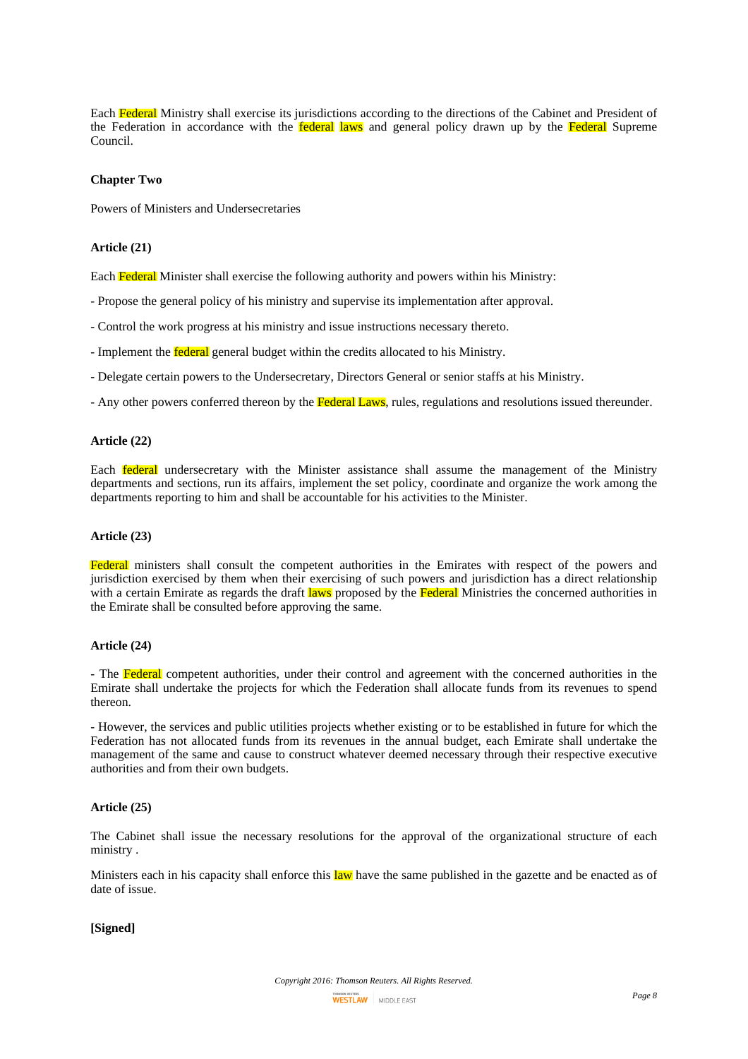Each Federal Ministry shall exercise its jurisdictions according to the directions of the Cabinet and President of the Federation in accordance with the federal laws and general policy drawn up by the Federal Supreme Council.

## Chapter Two

Powers of Ministers and Undersecretaries

### Article (21)

Each Federal Minister shall exercise the following authority and powers within his Ministry:

- Propose the general policy of his ministry and supervise its implementation after approval.
- Control the work progress at his ministry and issue instructions necessary thereto.
- Implement the federal general budget within the credits allocated to his Ministry.
- Delegate certain powers to the Undersecretary, Directors General or senior staffs at his Ministry.
- Any other powers conferred thereon by the Federal Laws, rules, regulations and resolutions issued thereunder.

### Article (22)

Each federal undersecretary with the Minister assistance shall assume the management of the Ministry departments and sections, run its affairs, implement the set policy, coordinate and organize the work among the departments reporting to him and shall be accountable for his activities to the Minister.

### Article (23)

Federal ministers shall consult the competent authorities in the Emirates with respect of the powers and jurisdiction exercised by them when their exercising of such powers and jurisdiction has a direct relationship with a certain Emirate as regards the draft laws proposed by the Federal Ministries the concerned authorities in the Emirate shall be consulted before approving the same.

### Article (24)

- The Federal competent authorities, under their control and agreement with the concerned authorities in the Emirate shall undertake the projects for which the Federation shall allocate funds from its revenues to spend thereon.

- However, the services and public utilities projects whether existing or to be established in future for which the Federation has not allocated funds from its revenues in the annual budget, each Emirate shall undertake the management of the same and cause to construct whatever deemed necessary through their respective executive authorities and from their own budgets.

### Article (25)

The Cabinet shall issue the necessary resolutions for the approval of the organizational structure of each ministry .

Ministers each in his capacity shall enforce this law have the same published in the gazette and be enacted as of date of issue.

**[Signed]**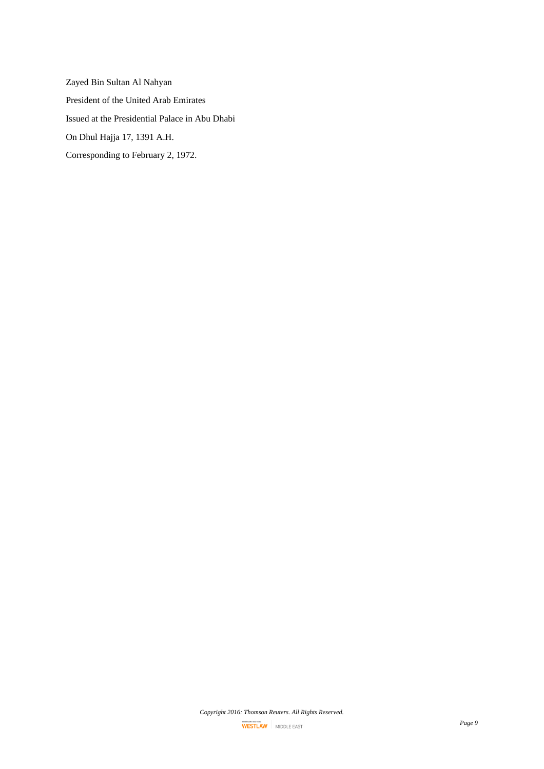Zayed Bin Sultan Al Nahyan

President of the United Arab Emirates

Issued at the Presidential Palace in Abu Dhabi

On Dhul Hajja 17, 1391 A.H.

Corresponding to February 2, 1972.